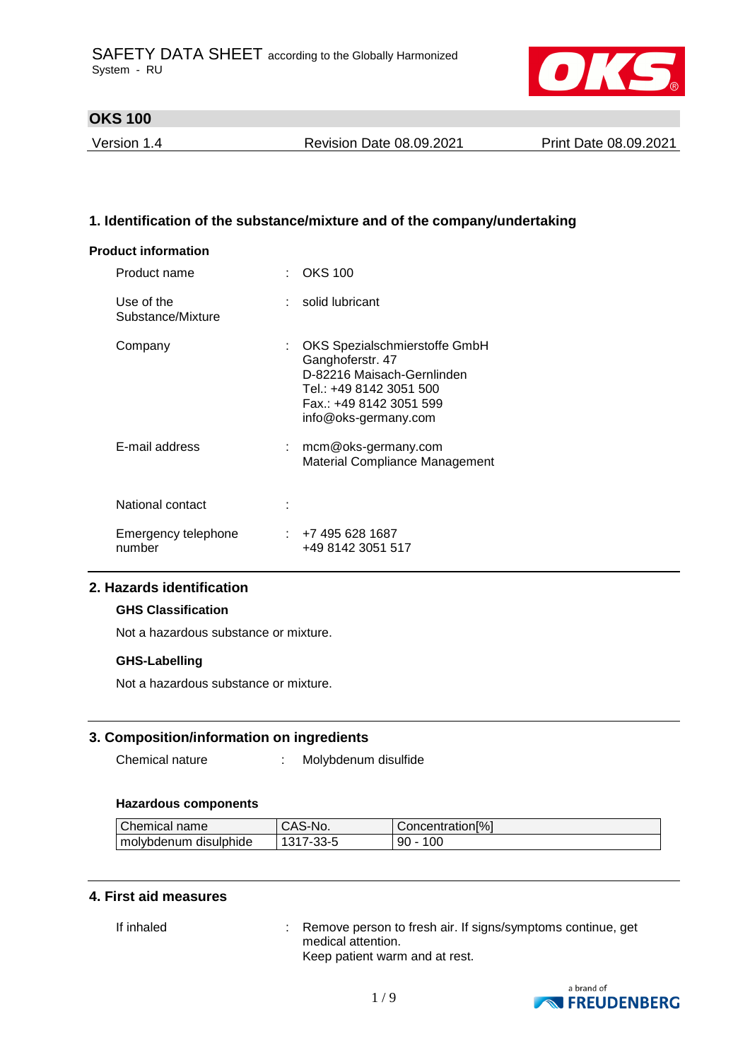# SAFETY DATA SHEET according to the Globally Harmonized System - RU

## OKS 100

Version 1.4 | Revision Date 08.09.2021 | Print Date 08.09.2021

## 1. Identification of the substance/mixture and of the company/undertaking

### Product information

Product name : OKS 100

Use of the Substance/Mixture : solid lubricant

Company : OKS Spezialschmierstoffe GmbH
Ganghoferstr. 47
D-82216 Maisach-Gernlinden
Tel.: +49 8142 3051 500
Fax.: +49 8142 3051 599
info@oks-germany.com

E-mail address : mcm@oks-germany.com
Material Compliance Management

National contact :

Emergency telephone number : +7 495 628 1687
+49 8142 3051 517

## 2. Hazards identification

### GHS Classification

Not a hazardous substance or mixture.

### GHS-Labelling

Not a hazardous substance or mixture.

## 3. Composition/information on ingredients

Chemical nature : Molybdenum disulfide

### Hazardous components

| Chemical name | CAS-No. | Concentration[%] |
|---|---|---|
| molybdenum disulphide | 1317-33-5 | 90 - 100 |

## 4. First aid measures

If inhaled : Remove person to fresh air. If signs/symptoms continue, get medical attention.
Keep patient warm and at rest.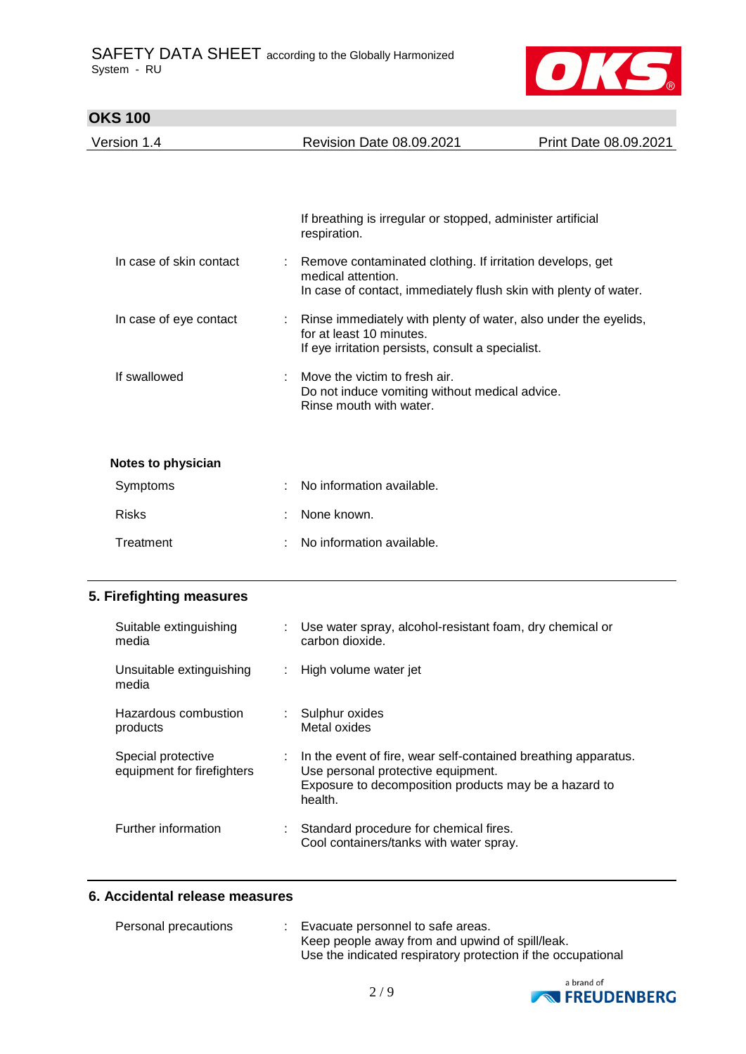If breathing is irregular or stopped, administer artificial respiration.

| | | |
|---|---|---|
| In case of skin contact | : | Remove contaminated clothing. If irritation develops, get medical attention.<br>In case of contact, immediately flush skin with plenty of water. |
| In case of eye contact | : | Rinse immediately with plenty of water, also under the eyelids, for at least 10 minutes.<br>If eye irritation persists, consult a specialist. |
| If swallowed | : | Move the victim to fresh air.<br>Do not induce vomiting without medical advice.<br>Rinse mouth with water. |

**Notes to physician**

| | | |
|---|---|---|
| Symptoms | : | No information available. |
| Risks | : | None known. |
| Treatment | : | No information available. |

## 5. Firefighting measures

| | | |
|---|---|---|
| Suitable extinguishing media | : | Use water spray, alcohol-resistant foam, dry chemical or carbon dioxide. |
| Unsuitable extinguishing media | : | High volume water jet |
| Hazardous combustion products | : | Sulphur oxides<br>Metal oxides |
| Special protective equipment for firefighters | : | In the event of fire, wear self-contained breathing apparatus.<br>Use personal protective equipment.<br>Exposure to decomposition products may be a hazard to health. |
| Further information | : | Standard procedure for chemical fires.<br>Cool containers/tanks with water spray. |

## 6. Accidental release measures

| | | |
|---|---|---|
| Personal precautions | : | Evacuate personnel to safe areas.<br>Keep people away from and upwind of spill/leak.<br>Use the indicated respiratory protection if the occupational |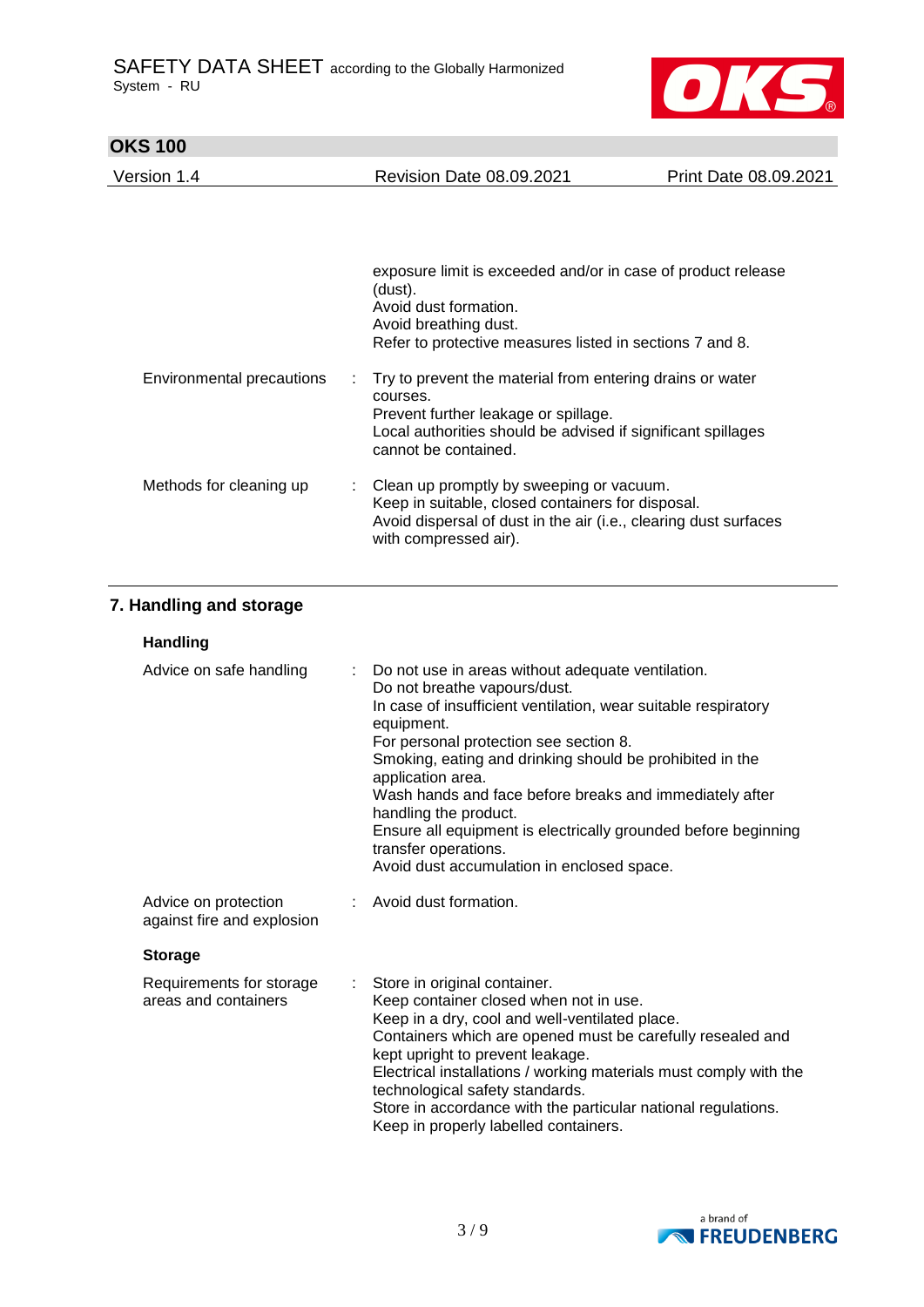| | | |
|---|---|---|
| | | exposure limit is exceeded and/or in case of product release (dust).<br>Avoid dust formation.<br>Avoid breathing dust.<br>Refer to protective measures listed in sections 7 and 8. |
| Environmental precautions | : | Try to prevent the material from entering drains or water courses.<br>Prevent further leakage or spillage.<br>Local authorities should be advised if significant spillages cannot be contained. |
| Methods for cleaning up | : | Clean up promptly by sweeping or vacuum.<br>Keep in suitable, closed containers for disposal.<br>Avoid dispersal of dust in the air (i.e., clearing dust surfaces with compressed air). |

## 7. Handling and storage

### Handling

| | | |
|---|---|---|
| Advice on safe handling | : | Do not use in areas without adequate ventilation.<br>Do not breathe vapours/dust.<br>In case of insufficient ventilation, wear suitable respiratory equipment.<br>For personal protection see section 8.<br>Smoking, eating and drinking should be prohibited in the application area.<br>Wash hands and face before breaks and immediately after handling the product.<br>Ensure all equipment is electrically grounded before beginning transfer operations.<br>Avoid dust accumulation in enclosed space. |
| Advice on protection against fire and explosion | : | Avoid dust formation. |

### Storage

| | | |
|---|---|---|
| Requirements for storage areas and containers | : | Store in original container.<br>Keep container closed when not in use.<br>Keep in a dry, cool and well-ventilated place.<br>Containers which are opened must be carefully resealed and kept upright to prevent leakage.<br>Electrical installations / working materials must comply with the technological safety standards.<br>Store in accordance with the particular national regulations.<br>Keep in properly labelled containers. |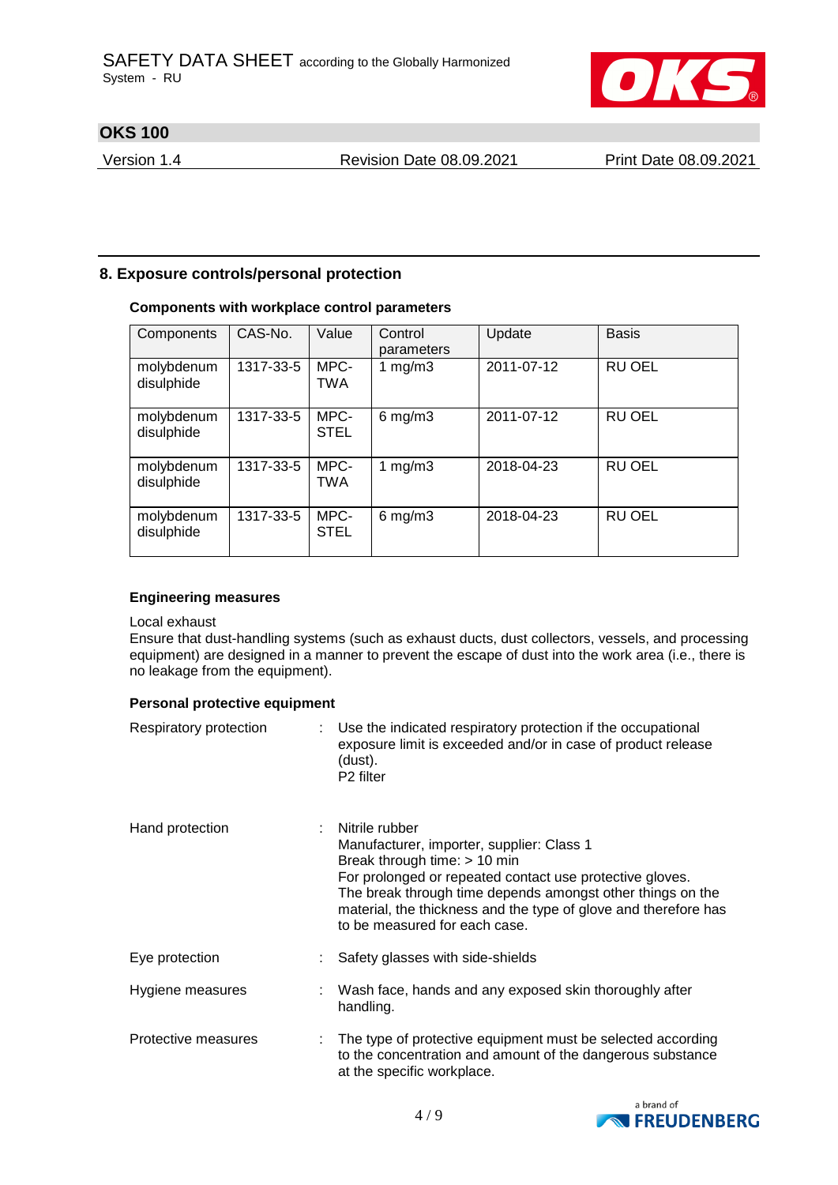## 8. Exposure controls/personal protection

### Components with workplace control parameters

| Components | CAS-No. | Value | Control parameters | Update | Basis |
|---|---|---|---|---|---|
| molybdenum disulphide | 1317-33-5 | MPC-TWA | 1 mg/m3 | 2011-07-12 | RU OEL |
| molybdenum disulphide | 1317-33-5 | MPC-STEL | 6 mg/m3 | 2011-07-12 | RU OEL |
| molybdenum disulphide | 1317-33-5 | MPC-TWA | 1 mg/m3 | 2018-04-23 | RU OEL |
| molybdenum disulphide | 1317-33-5 | MPC-STEL | 6 mg/m3 | 2018-04-23 | RU OEL |

### Engineering measures

Local exhaust
Ensure that dust-handling systems (such as exhaust ducts, dust collectors, vessels, and processing equipment) are designed in a manner to prevent the escape of dust into the work area (i.e., there is no leakage from the equipment).

### Personal protective equipment

Respiratory protection : Use the indicated respiratory protection if the occupational exposure limit is exceeded and/or in case of product release (dust).
P2 filter

Hand protection : Nitrile rubber
Manufacturer, importer, supplier: Class 1
Break through time: > 10 min
For prolonged or repeated contact use protective gloves.
The break through time depends amongst other things on the material, the thickness and the type of glove and therefore has to be measured for each case.

Eye protection : Safety glasses with side-shields

Hygiene measures : Wash face, hands and any exposed skin thoroughly after handling.

Protective measures : The type of protective equipment must be selected according to the concentration and amount of the dangerous substance at the specific workplace.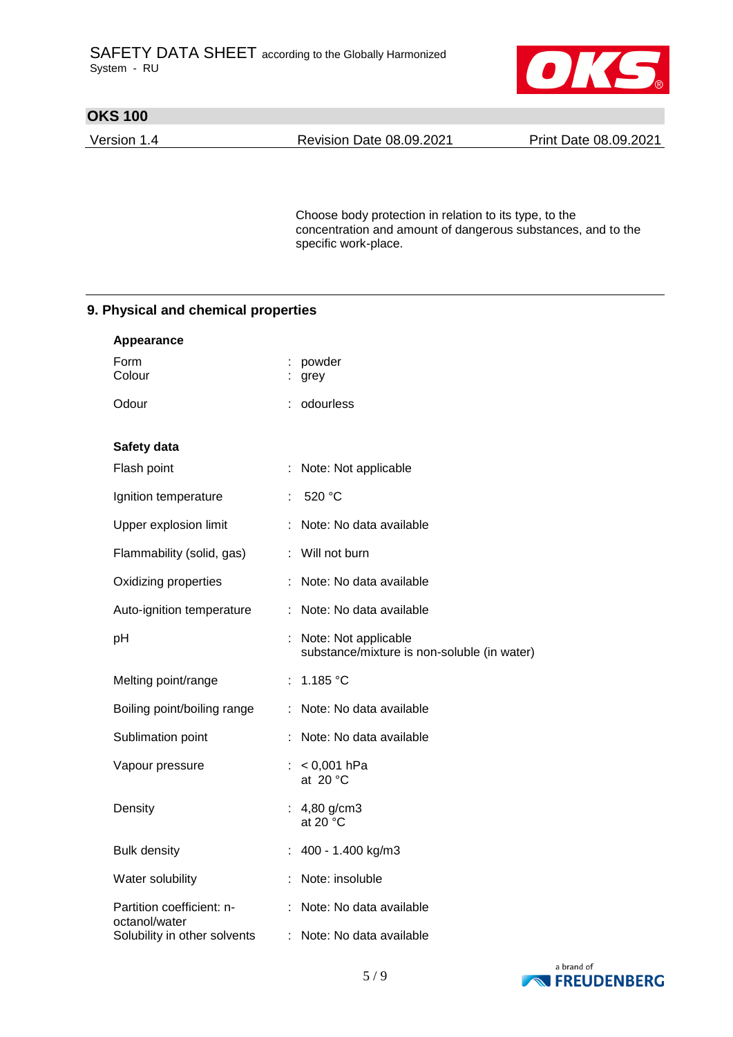Choose body protection in relation to its type, to the concentration and amount of dangerous substances, and to the specific work-place.

## 9. Physical and chemical properties

**Appearance**

| | |
|---|---|
| Form | : powder |
| Colour | : grey |
| Odour | : odourless |

**Safety data**

| | |
|---|---|
| Flash point | : Note: Not applicable |
| Ignition temperature | : 520 °C |
| Upper explosion limit | : Note: No data available |
| Flammability (solid, gas) | : Will not burn |
| Oxidizing properties | : Note: No data available |
| Auto-ignition temperature | : Note: No data available |
| pH | : Note: Not applicable<br>substance/mixture is non-soluble (in water) |
| Melting point/range | : 1.185 °C |
| Boiling point/boiling range | : Note: No data available |
| Sublimation point | : Note: No data available |
| Vapour pressure | : < 0,001 hPa<br>at 20 °C |
| Density | : 4,80 g/cm3<br>at 20 °C |
| Bulk density | : 400 - 1.400 kg/m3 |
| Water solubility | : Note: insoluble |
| Partition coefficient: n-octanol/water | : Note: No data available |
| Solubility in other solvents | : Note: No data available |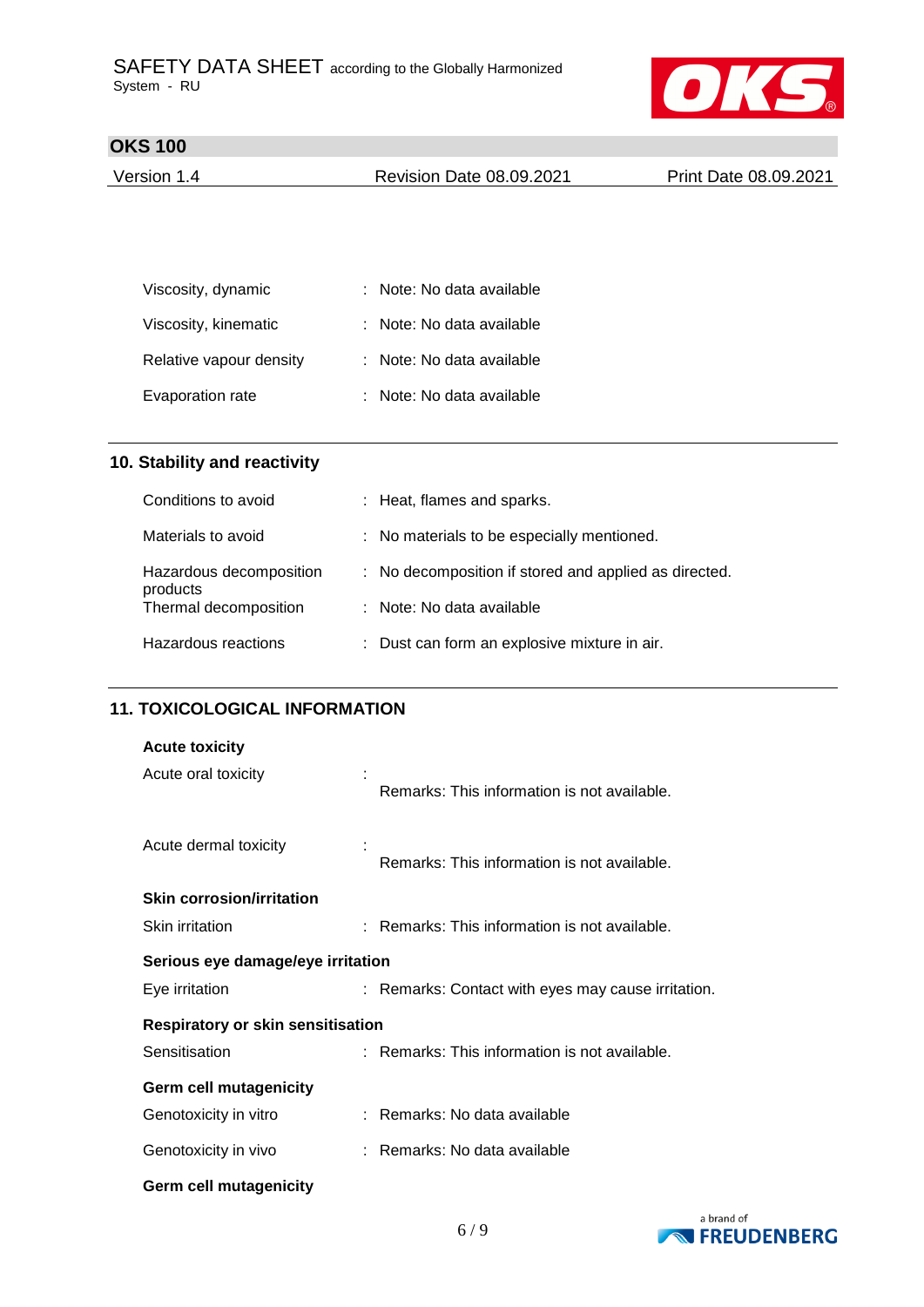| | |
|---|---|
| Viscosity, dynamic | : Note: No data available |
| Viscosity, kinematic | : Note: No data available |
| Relative vapour density | : Note: No data available |
| Evaporation rate | : Note: No data available |

## 10. Stability and reactivity

| | |
|---|---|
| Conditions to avoid | : Heat, flames and sparks. |
| Materials to avoid | : No materials to be especially mentioned. |
| Hazardous decomposition products | : No decomposition if stored and applied as directed. |
| Thermal decomposition | : Note: No data available |
| Hazardous reactions | : Dust can form an explosive mixture in air. |

## 11. TOXICOLOGICAL INFORMATION

**Acute toxicity**

| | |
|---|---|
| Acute oral toxicity | : Remarks: This information is not available. |
| Acute dermal toxicity | : Remarks: This information is not available. |

**Skin corrosion/irritation**

| | |
|---|---|
| Skin irritation | : Remarks: This information is not available. |

**Serious eye damage/eye irritation**

| | |
|---|---|
| Eye irritation | : Remarks: Contact with eyes may cause irritation. |

**Respiratory or skin sensitisation**

| | |
|---|---|
| Sensitisation | : Remarks: This information is not available. |

**Germ cell mutagenicity**

| | |
|---|---|
| Genotoxicity in vitro | : Remarks: No data available |
| Genotoxicity in vivo | : Remarks: No data available |

**Germ cell mutagenicity**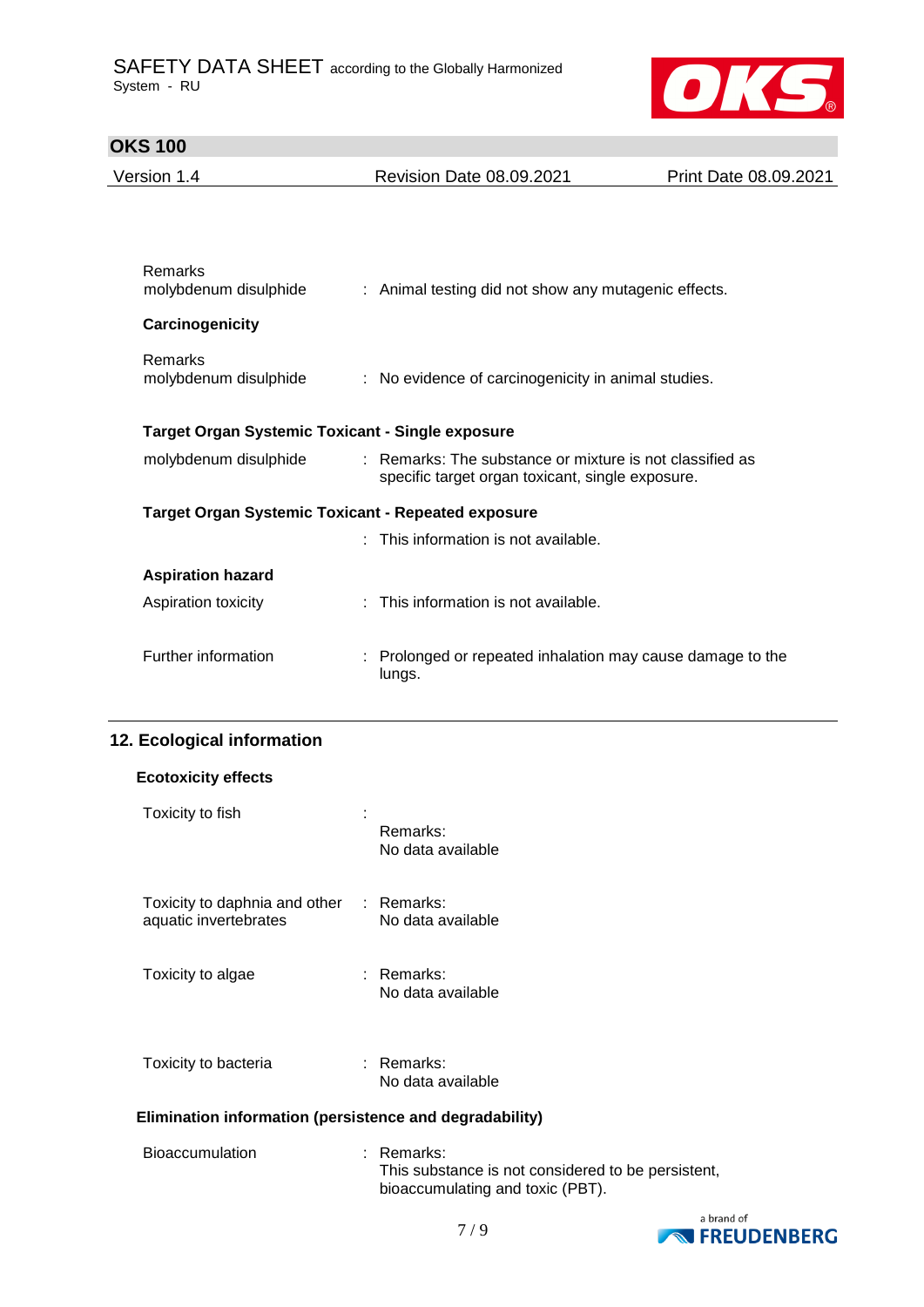Remarks
molybdenum disulphide : Animal testing did not show any mutagenic effects.

**Carcinogenicity**

Remarks
molybdenum disulphide : No evidence of carcinogenicity in animal studies.

**Target Organ Systemic Toxicant - Single exposure**

molybdenum disulphide : Remarks: The substance or mixture is not classified as specific target organ toxicant, single exposure.

**Target Organ Systemic Toxicant - Repeated exposure**

: This information is not available.

**Aspiration hazard**

Aspiration toxicity : This information is not available.

Further information : Prolonged or repeated inhalation may cause damage to the lungs.

## 12. Ecological information

**Ecotoxicity effects**

Toxicity to fish :
Remarks:
No data available

Toxicity to daphnia and other aquatic invertebrates : Remarks:
No data available

Toxicity to algae : Remarks:
No data available

Toxicity to bacteria : Remarks:
No data available

**Elimination information (persistence and degradability)**

Bioaccumulation : Remarks:
This substance is not considered to be persistent, bioaccumulating and toxic (PBT).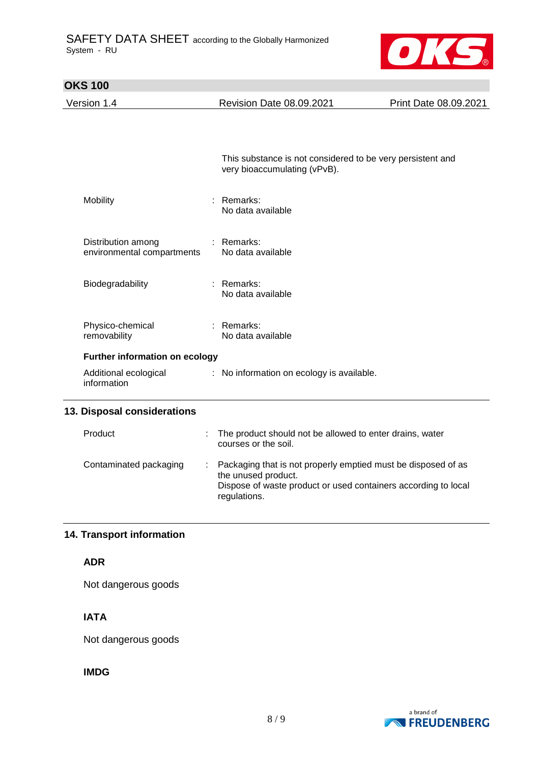This substance is not considered to be very persistent and very bioaccumulating (vPvB).

| | | |
|---|---|---|
| Mobility | : | Remarks: No data available |
| Distribution among environmental compartments | : | Remarks: No data available |
| Biodegradability | : | Remarks: No data available |
| Physico-chemical removability | : | Remarks: No data available |

**Further information on ecology**

| | | |
|---|---|---|
| Additional ecological information | : | No information on ecology is available. |

## 13. Disposal considerations

| | | |
|---|---|---|
| Product | : | The product should not be allowed to enter drains, water courses or the soil. |
| Contaminated packaging | : | Packaging that is not properly emptied must be disposed of as the unused product. Dispose of waste product or used containers according to local regulations. |

## 14. Transport information

### ADR

Not dangerous goods

### IATA

Not dangerous goods

### IMDG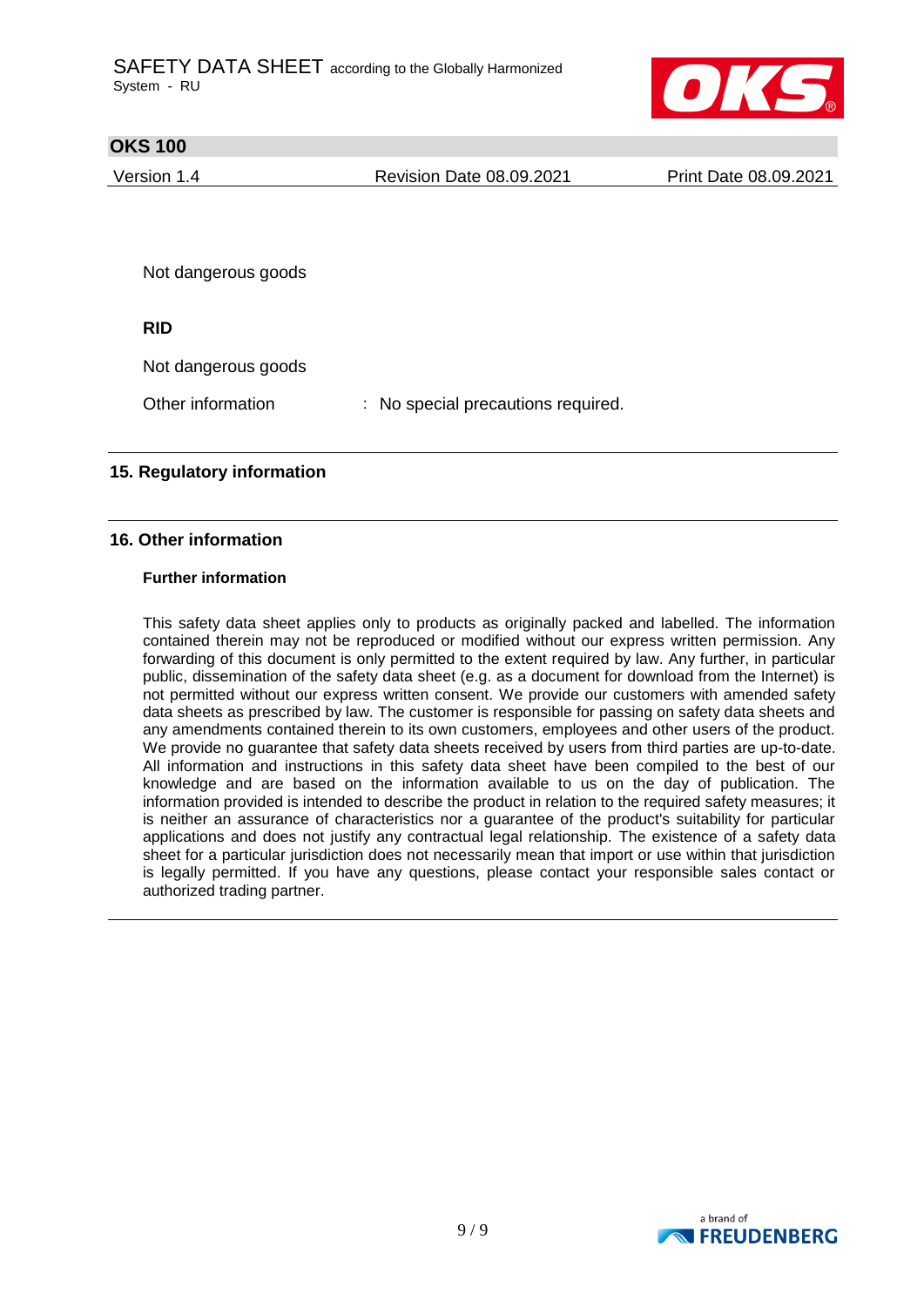Not dangerous goods

**RID**

Not dangerous goods

Other information : No special precautions required.

## 15. Regulatory information

## 16. Other information

### Further information

This safety data sheet applies only to products as originally packed and labelled. The information contained therein may not be reproduced or modified without our express written permission. Any forwarding of this document is only permitted to the extent required by law. Any further, in particular public, dissemination of the safety data sheet (e.g. as a document for download from the Internet) is not permitted without our express written consent. We provide our customers with amended safety data sheets as prescribed by law. The customer is responsible for passing on safety data sheets and any amendments contained therein to its own customers, employees and other users of the product. We provide no guarantee that safety data sheets received by users from third parties are up-to-date. All information and instructions in this safety data sheet have been compiled to the best of our knowledge and are based on the information available to us on the day of publication. The information provided is intended to describe the product in relation to the required safety measures; it is neither an assurance of characteristics nor a guarantee of the product's suitability for particular applications and does not justify any contractual legal relationship. The existence of a safety data sheet for a particular jurisdiction does not necessarily mean that import or use within that jurisdiction is legally permitted. If you have any questions, please contact your responsible sales contact or authorized trading partner.